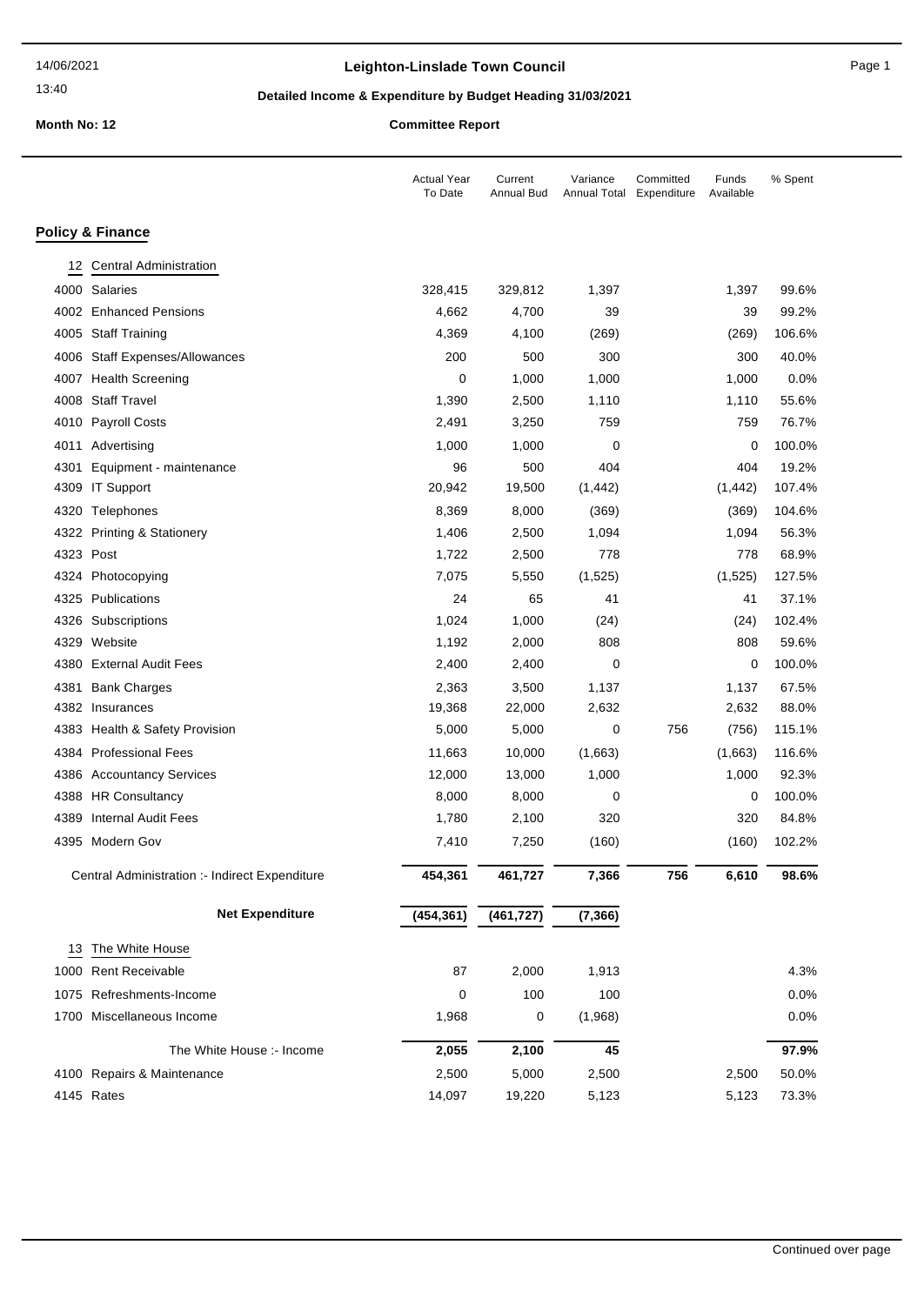# Leighton-Linslade Town Council

## Detailed Income & Expenditure by Budget Heading 31/03/2021

**Month No: 12** **Committee Report**

| | Actual Year To Date | Current Annual Bud | Variance Annual Total | Committed Expenditure | Funds Available | % Spent |
|---|---|---|---|---|---|---|
| **Policy & Finance** | | | | | | |
| 12 Central Administration | | | | | | |
| 4000 Salaries | 328,415 | 329,812 | 1,397 | | 1,397 | 99.6% |
| 4002 Enhanced Pensions | 4,662 | 4,700 | 39 | | 39 | 99.2% |
| 4005 Staff Training | 4,369 | 4,100 | (269) | | (269) | 106.6% |
| 4006 Staff Expenses/Allowances | 200 | 500 | 300 | | 300 | 40.0% |
| 4007 Health Screening | 0 | 1,000 | 1,000 | | 1,000 | 0.0% |
| 4008 Staff Travel | 1,390 | 2,500 | 1,110 | | 1,110 | 55.6% |
| 4010 Payroll Costs | 2,491 | 3,250 | 759 | | 759 | 76.7% |
| 4011 Advertising | 1,000 | 1,000 | 0 | | 0 | 100.0% |
| 4301 Equipment - maintenance | 96 | 500 | 404 | | 404 | 19.2% |
| 4309 IT Support | 20,942 | 19,500 | (1,442) | | (1,442) | 107.4% |
| 4320 Telephones | 8,369 | 8,000 | (369) | | (369) | 104.6% |
| 4322 Printing & Stationery | 1,406 | 2,500 | 1,094 | | 1,094 | 56.3% |
| 4323 Post | 1,722 | 2,500 | 778 | | 778 | 68.9% |
| 4324 Photocopying | 7,075 | 5,550 | (1,525) | | (1,525) | 127.5% |
| 4325 Publications | 24 | 65 | 41 | | 41 | 37.1% |
| 4326 Subscriptions | 1,024 | 1,000 | (24) | | (24) | 102.4% |
| 4329 Website | 1,192 | 2,000 | 808 | | 808 | 59.6% |
| 4380 External Audit Fees | 2,400 | 2,400 | 0 | | 0 | 100.0% |
| 4381 Bank Charges | 2,363 | 3,500 | 1,137 | | 1,137 | 67.5% |
| 4382 Insurances | 19,368 | 22,000 | 2,632 | | 2,632 | 88.0% |
| 4383 Health & Safety Provision | 5,000 | 5,000 | 0 | 756 | (756) | 115.1% |
| 4384 Professional Fees | 11,663 | 10,000 | (1,663) | | (1,663) | 116.6% |
| 4386 Accountancy Services | 12,000 | 13,000 | 1,000 | | 1,000 | 92.3% |
| 4388 HR Consultancy | 8,000 | 8,000 | 0 | | 0 | 100.0% |
| 4389 Internal Audit Fees | 1,780 | 2,100 | 320 | | 320 | 84.8% |
| 4395 Modern Gov | 7,410 | 7,250 | (160) | | (160) | 102.2% |
| Central Administration :- Indirect Expenditure | **454,361** | **461,727** | **7,366** | **756** | **6,610** | **98.6%** |
| **Net Expenditure** | **(454,361)** | **(461,727)** | **(7,366)** | | | |
| 13 The White House | | | | | | |
| 1000 Rent Receivable | 87 | 2,000 | 1,913 | | | 4.3% |
| 1075 Refreshments-Income | 0 | 100 | 100 | | | 0.0% |
| 1700 Miscellaneous Income | 1,968 | 0 | (1,968) | | | 0.0% |
| The White House :- Income | **2,055** | **2,100** | **45** | | | **97.9%** |
| 4100 Repairs & Maintenance | 2,500 | 5,000 | 2,500 | | 2,500 | 50.0% |
| 4145 Rates | 14,097 | 19,220 | 5,123 | | 5,123 | 73.3% |

Continued over page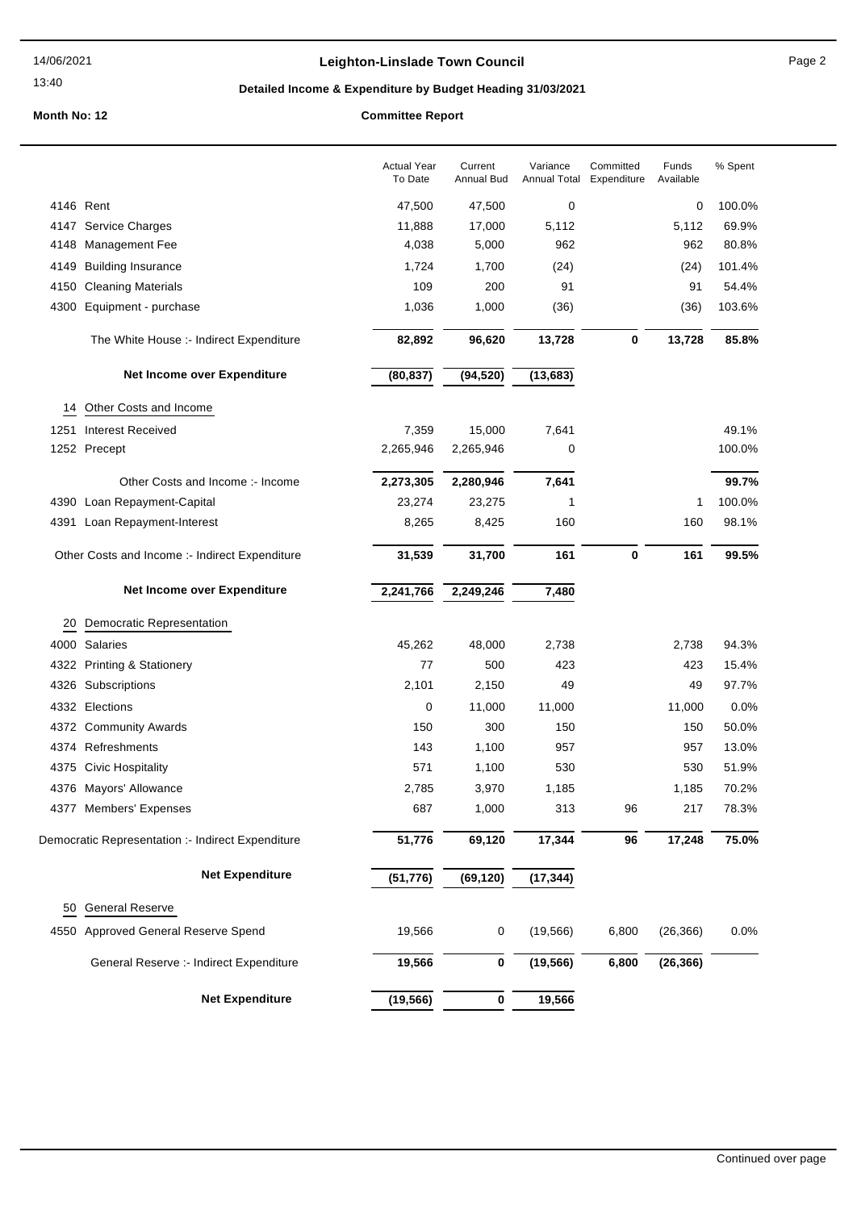# Leighton-Linslade Town Council

## Detailed Income & Expenditure by Budget Heading 31/03/2021

**Month No: 12** **Committee Report**

| | | Actual Year To Date | Current Annual Bud | Variance Annual Total | Committed Expenditure | Funds Available | % Spent |
|---|---|---|---|---|---|---|---|
| 4146 | Rent | 47,500 | 47,500 | 0 | | 0 | 100.0% |
| 4147 | Service Charges | 11,888 | 17,000 | 5,112 | | 5,112 | 69.9% |
| 4148 | Management Fee | 4,038 | 5,000 | 962 | | 962 | 80.8% |
| 4149 | Building Insurance | 1,724 | 1,700 | (24) | | (24) | 101.4% |
| 4150 | Cleaning Materials | 109 | 200 | 91 | | 91 | 54.4% |
| 4300 | Equipment - purchase | 1,036 | 1,000 | (36) | | (36) | 103.6% |
| | The White House :- Indirect Expenditure | **82,892** | **96,620** | **13,728** | **0** | **13,728** | **85.8%** |
| | **Net Income over Expenditure** | **(80,837)** | **(94,520)** | **(13,683)** | | | |
| 14 | Other Costs and Income | | | | | | |
| 1251 | Interest Received | 7,359 | 15,000 | 7,641 | | | 49.1% |
| 1252 | Precept | 2,265,946 | 2,265,946 | 0 | | | 100.0% |
| | Other Costs and Income :- Income | **2,273,305** | **2,280,946** | **7,641** | | | **99.7%** |
| 4390 | Loan Repayment-Capital | 23,274 | 23,275 | 1 | | 1 | 100.0% |
| 4391 | Loan Repayment-Interest | 8,265 | 8,425 | 160 | | 160 | 98.1% |
| | Other Costs and Income :- Indirect Expenditure | **31,539** | **31,700** | **161** | **0** | **161** | **99.5%** |
| | **Net Income over Expenditure** | **2,241,766** | **2,249,246** | **7,480** | | | |
| 20 | Democratic Representation | | | | | | |
| 4000 | Salaries | 45,262 | 48,000 | 2,738 | | 2,738 | 94.3% |
| 4322 | Printing & Stationery | 77 | 500 | 423 | | 423 | 15.4% |
| 4326 | Subscriptions | 2,101 | 2,150 | 49 | | 49 | 97.7% |
| 4332 | Elections | 0 | 11,000 | 11,000 | | 11,000 | 0.0% |
| 4372 | Community Awards | 150 | 300 | 150 | | 150 | 50.0% |
| 4374 | Refreshments | 143 | 1,100 | 957 | | 957 | 13.0% |
| 4375 | Civic Hospitality | 571 | 1,100 | 530 | | 530 | 51.9% |
| 4376 | Mayors' Allowance | 2,785 | 3,970 | 1,185 | | 1,185 | 70.2% |
| 4377 | Members' Expenses | 687 | 1,000 | 313 | 96 | 217 | 78.3% |
| | Democratic Representation :- Indirect Expenditure | **51,776** | **69,120** | **17,344** | **96** | **17,248** | **75.0%** |
| | **Net Expenditure** | **(51,776)** | **(69,120)** | **(17,344)** | | | |
| 50 | General Reserve | | | | | | |
| 4550 | Approved General Reserve Spend | 19,566 | 0 | (19,566) | 6,800 | (26,366) | 0.0% |
| | General Reserve :- Indirect Expenditure | **19,566** | **0** | **(19,566)** | **6,800** | **(26,366)** | |
| | **Net Expenditure** | **(19,566)** | **0** | **19,566** | | | |

Continued over page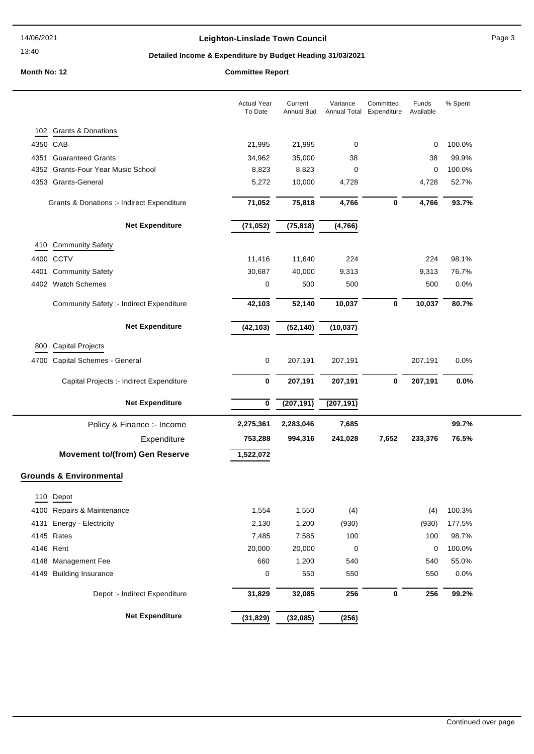**Leighton-Linslade Town Council**

**Detailed Income & Expenditure by Budget Heading 31/03/2021**

**Month No: 12** **Committee Report**

| | Actual Year To Date | Current Annual Bud | Variance Annual Total | Committed Expenditure | Funds Available | % Spent |
|---|---|---|---|---|---|---|
| **102 Grants & Donations** | | | | | | |
| 4350 CAB | 21,995 | 21,995 | 0 | | 0 | 100.0% |
| 4351 Guaranteed Grants | 34,962 | 35,000 | 38 | | 38 | 99.9% |
| 4352 Grants-Four Year Music School | 8,823 | 8,823 | 0 | | 0 | 100.0% |
| 4353 Grants-General | 5,272 | 10,000 | 4,728 | | 4,728 | 52.7% |
| Grants & Donations :- Indirect Expenditure | **71,052** | **75,818** | **4,766** | **0** | **4,766** | **93.7%** |
| **Net Expenditure** | **(71,052)** | **(75,818)** | **(4,766)** | | | |
| **410 Community Safety** | | | | | | |
| 4400 CCTV | 11,416 | 11,640 | 224 | | 224 | 98.1% |
| 4401 Community Safety | 30,687 | 40,000 | 9,313 | | 9,313 | 76.7% |
| 4402 Watch Schemes | 0 | 500 | 500 | | 500 | 0.0% |
| Community Safety :- Indirect Expenditure | **42,103** | **52,140** | **10,037** | **0** | **10,037** | **80.7%** |
| **Net Expenditure** | **(42,103)** | **(52,140)** | **(10,037)** | | | |
| **800 Capital Projects** | | | | | | |
| 4700 Capital Schemes - General | 0 | 207,191 | 207,191 | | 207,191 | 0.0% |
| Capital Projects :- Indirect Expenditure | **0** | **207,191** | **207,191** | **0** | **207,191** | **0.0%** |
| **Net Expenditure** | **0** | **(207,191)** | **(207,191)** | | | |
| Policy & Finance :- Income | **2,275,361** | **2,283,046** | **7,685** | | | **99.7%** |
| Expenditure | **753,288** | **994,316** | **241,028** | **7,652** | **233,376** | **76.5%** |
| **Movement to/(from) Gen Reserve** | **1,522,072** | | | | | |

## Grounds & Environmental

| | Actual Year To Date | Current Annual Bud | Variance Annual Total | Committed Expenditure | Funds Available | % Spent |
|---|---|---|---|---|---|---|
| **110 Depot** | | | | | | |
| 4100 Repairs & Maintenance | 1,554 | 1,550 | (4) | | (4) | 100.3% |
| 4131 Energy - Electricity | 2,130 | 1,200 | (930) | | (930) | 177.5% |
| 4145 Rates | 7,485 | 7,585 | 100 | | 100 | 98.7% |
| 4146 Rent | 20,000 | 20,000 | 0 | | 0 | 100.0% |
| 4148 Management Fee | 660 | 1,200 | 540 | | 540 | 55.0% |
| 4149 Building Insurance | 0 | 550 | 550 | | 550 | 0.0% |
| Depot :- Indirect Expenditure | **31,829** | **32,085** | **256** | **0** | **256** | **99.2%** |
| **Net Expenditure** | **(31,829)** | **(32,085)** | **(256)** | | | |

Continued over page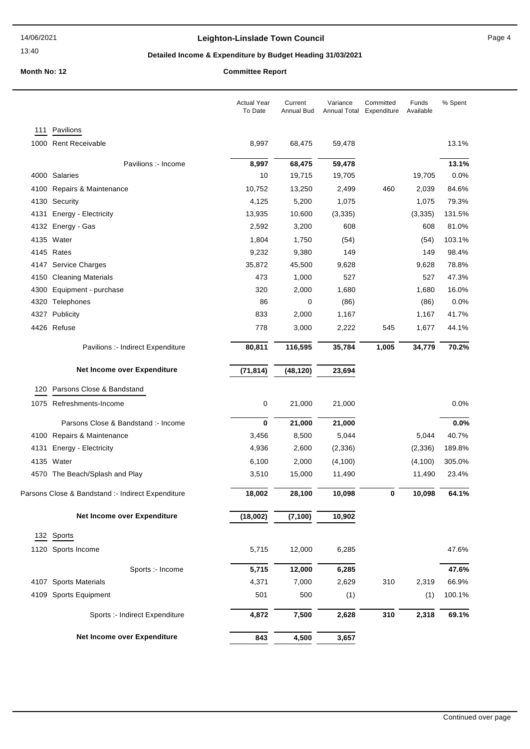# Leighton-Linslade Town Council

**Detailed Income & Expenditure by Budget Heading 31/03/2021**

**Month No: 12** **Committee Report**

| | | Actual Year To Date | Current Annual Bud | Variance Annual Total | Committed Expenditure | Funds Available | % Spent |
|---|---|---|---|---|---|---|---|
| **111** | **Pavilions** | | | | | | |
| 1000 | Rent Receivable | 8,997 | 68,475 | 59,478 | | | 13.1% |
| | Pavilions :- Income | **8,997** | **68,475** | **59,478** | | | **13.1%** |
| 4000 | Salaries | 10 | 19,715 | 19,705 | | 19,705 | 0.0% |
| 4100 | Repairs & Maintenance | 10,752 | 13,250 | 2,499 | 460 | 2,039 | 84.6% |
| 4130 | Security | 4,125 | 5,200 | 1,075 | | 1,075 | 79.3% |
| 4131 | Energy - Electricity | 13,935 | 10,600 | (3,335) | | (3,335) | 131.5% |
| 4132 | Energy - Gas | 2,592 | 3,200 | 608 | | 608 | 81.0% |
| 4135 | Water | 1,804 | 1,750 | (54) | | (54) | 103.1% |
| 4145 | Rates | 9,232 | 9,380 | 149 | | 149 | 98.4% |
| 4147 | Service Charges | 35,872 | 45,500 | 9,628 | | 9,628 | 78.8% |
| 4150 | Cleaning Materials | 473 | 1,000 | 527 | | 527 | 47.3% |
| 4300 | Equipment - purchase | 320 | 2,000 | 1,680 | | 1,680 | 16.0% |
| 4320 | Telephones | 86 | 0 | (86) | | (86) | 0.0% |
| 4327 | Publicity | 833 | 2,000 | 1,167 | | 1,167 | 41.7% |
| 4426 | Refuse | 778 | 3,000 | 2,222 | 545 | 1,677 | 44.1% |
| | Pavilions :- Indirect Expenditure | **80,811** | **116,595** | **35,784** | **1,005** | **34,779** | **70.2%** |
| | **Net Income over Expenditure** | **(71,814)** | **(48,120)** | **23,694** | | | |
| **120** | **Parsons Close & Bandstand** | | | | | | |
| 1075 | Refreshments-Income | 0 | 21,000 | 21,000 | | | 0.0% |
| | Parsons Close & Bandstand :- Income | **0** | **21,000** | **21,000** | | | **0.0%** |
| 4100 | Repairs & Maintenance | 3,456 | 8,500 | 5,044 | | 5,044 | 40.7% |
| 4131 | Energy - Electricity | 4,936 | 2,600 | (2,336) | | (2,336) | 189.8% |
| 4135 | Water | 6,100 | 2,000 | (4,100) | | (4,100) | 305.0% |
| 4570 | The Beach/Splash and Play | 3,510 | 15,000 | 11,490 | | 11,490 | 23.4% |
| | Parsons Close & Bandstand :- Indirect Expenditure | **18,002** | **28,100** | **10,098** | **0** | **10,098** | **64.1%** |
| | **Net Income over Expenditure** | **(18,002)** | **(7,100)** | **10,902** | | | |
| **132** | **Sports** | | | | | | |
| 1120 | Sports Income | 5,715 | 12,000 | 6,285 | | | 47.6% |
| | Sports :- Income | **5,715** | **12,000** | **6,285** | | | **47.6%** |
| 4107 | Sports Materials | 4,371 | 7,000 | 2,629 | 310 | 2,319 | 66.9% |
| 4109 | Sports Equipment | 501 | 500 | (1) | | (1) | 100.1% |
| | Sports :- Indirect Expenditure | **4,872** | **7,500** | **2,628** | **310** | **2,318** | **69.1%** |
| | **Net Income over Expenditure** | **843** | **4,500** | **3,657** | | | |

Continued over page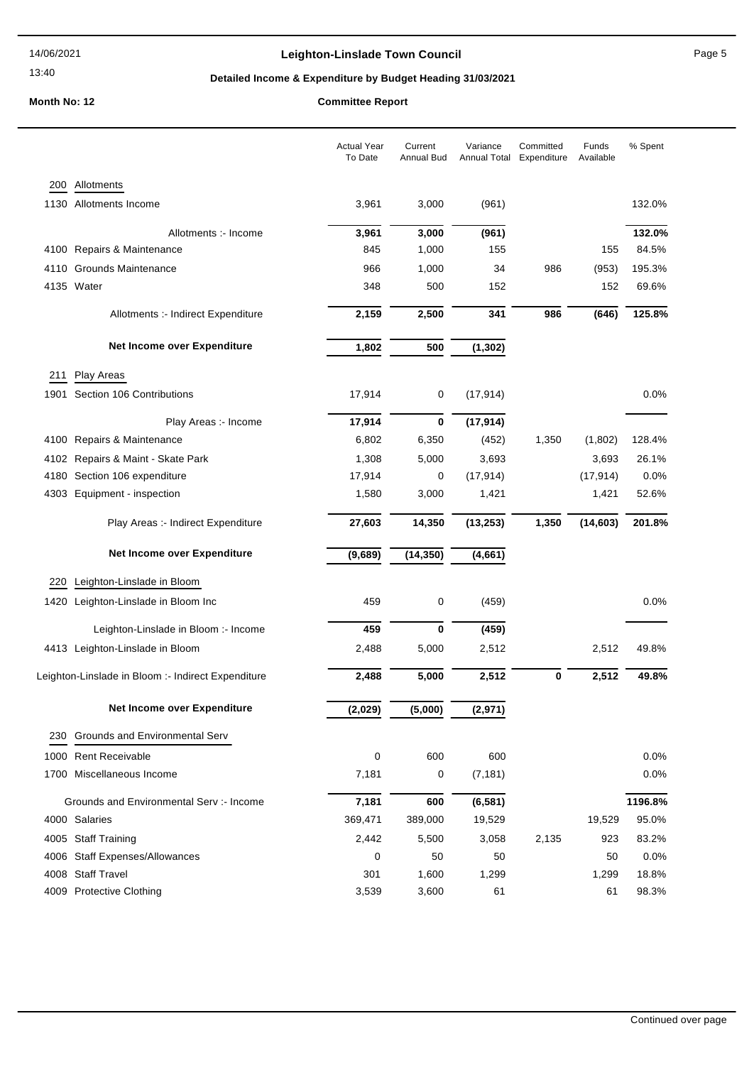## Leighton-Linslade Town Council

### Detailed Income & Expenditure by Budget Heading 31/03/2021

**Month No: 12** — **Committee Report**

| | | Actual Year To Date | Current Annual Bud | Variance Annual Total | Committed Expenditure | Funds Available | % Spent |
|---|---|---|---|---|---|---|---|
| 200 | Allotments | | | | | | |
| 1130 | Allotments Income | 3,961 | 3,000 | (961) | | | 132.0% |
| | Allotments :- Income | **3,961** | **3,000** | **(961)** | | | **132.0%** |
| 4100 | Repairs & Maintenance | 845 | 1,000 | 155 | | 155 | 84.5% |
| 4110 | Grounds Maintenance | 966 | 1,000 | 34 | 986 | (953) | 195.3% |
| 4135 | Water | 348 | 500 | 152 | | 152 | 69.6% |
| | Allotments :- Indirect Expenditure | **2,159** | **2,500** | **341** | **986** | **(646)** | **125.8%** |
| | **Net Income over Expenditure** | **1,802** | **500** | **(1,302)** | | | |
| 211 | Play Areas | | | | | | |
| 1901 | Section 106 Contributions | 17,914 | 0 | (17,914) | | | 0.0% |
| | Play Areas :- Income | **17,914** | **0** | **(17,914)** | | | |
| 4100 | Repairs & Maintenance | 6,802 | 6,350 | (452) | 1,350 | (1,802) | 128.4% |
| 4102 | Repairs & Maint - Skate Park | 1,308 | 5,000 | 3,693 | | 3,693 | 26.1% |
| 4180 | Section 106 expenditure | 17,914 | 0 | (17,914) | | (17,914) | 0.0% |
| 4303 | Equipment - inspection | 1,580 | 3,000 | 1,421 | | 1,421 | 52.6% |
| | Play Areas :- Indirect Expenditure | **27,603** | **14,350** | **(13,253)** | **1,350** | **(14,603)** | **201.8%** |
| | **Net Income over Expenditure** | **(9,689)** | **(14,350)** | **(4,661)** | | | |
| 220 | Leighton-Linslade in Bloom | | | | | | |
| 1420 | Leighton-Linslade in Bloom Inc | 459 | 0 | (459) | | | 0.0% |
| | Leighton-Linslade in Bloom :- Income | **459** | **0** | **(459)** | | | |
| 4413 | Leighton-Linslade in Bloom | 2,488 | 5,000 | 2,512 | | 2,512 | 49.8% |
| | Leighton-Linslade in Bloom :- Indirect Expenditure | **2,488** | **5,000** | **2,512** | **0** | **2,512** | **49.8%** |
| | **Net Income over Expenditure** | **(2,029)** | **(5,000)** | **(2,971)** | | | |
| 230 | Grounds and Environmental Serv | | | | | | |
| 1000 | Rent Receivable | 0 | 600 | 600 | | | 0.0% |
| 1700 | Miscellaneous Income | 7,181 | 0 | (7,181) | | | 0.0% |
| | Grounds and Environmental Serv :- Income | **7,181** | **600** | **(6,581)** | | | **1196.8%** |
| 4000 | Salaries | 369,471 | 389,000 | 19,529 | | 19,529 | 95.0% |
| 4005 | Staff Training | 2,442 | 5,500 | 3,058 | 2,135 | 923 | 83.2% |
| 4006 | Staff Expenses/Allowances | 0 | 50 | 50 | | 50 | 0.0% |
| 4008 | Staff Travel | 301 | 1,600 | 1,299 | | 1,299 | 18.8% |
| 4009 | Protective Clothing | 3,539 | 3,600 | 61 | | 61 | 98.3% |

Continued over page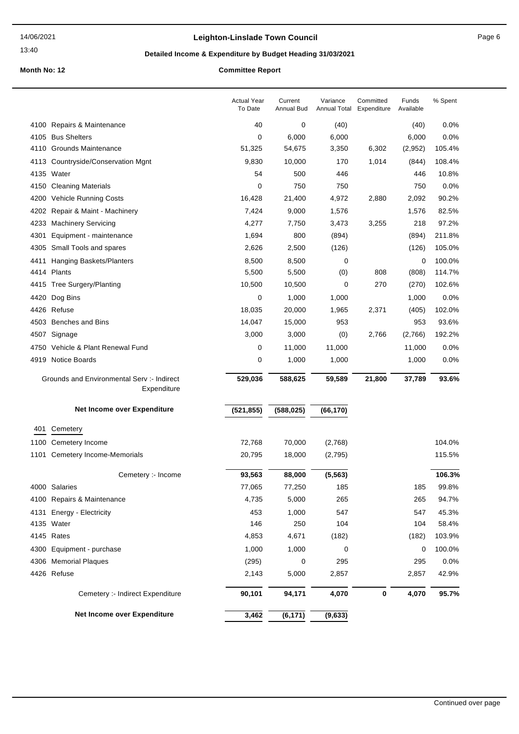## Leighton-Linslade Town Council

### Detailed Income & Expenditure by Budget Heading 31/03/2021

**Month No: 12** **Committee Report**

| | | Actual Year To Date | Current Annual Bud | Variance Annual Total | Committed Expenditure | Funds Available | % Spent |
|---|---|---|---|---|---|---|---|
| 4100 | Repairs & Maintenance | 40 | 0 | (40) | | (40) | 0.0% |
| 4105 | Bus Shelters | 0 | 6,000 | 6,000 | | 6,000 | 0.0% |
| 4110 | Grounds Maintenance | 51,325 | 54,675 | 3,350 | 6,302 | (2,952) | 105.4% |
| 4113 | Countryside/Conservation Mgnt | 9,830 | 10,000 | 170 | 1,014 | (844) | 108.4% |
| 4135 | Water | 54 | 500 | 446 | | 446 | 10.8% |
| 4150 | Cleaning Materials | 0 | 750 | 750 | | 750 | 0.0% |
| 4200 | Vehicle Running Costs | 16,428 | 21,400 | 4,972 | 2,880 | 2,092 | 90.2% |
| 4202 | Repair & Maint - Machinery | 7,424 | 9,000 | 1,576 | | 1,576 | 82.5% |
| 4233 | Machinery Servicing | 4,277 | 7,750 | 3,473 | 3,255 | 218 | 97.2% |
| 4301 | Equipment - maintenance | 1,694 | 800 | (894) | | (894) | 211.8% |
| 4305 | Small Tools and spares | 2,626 | 2,500 | (126) | | (126) | 105.0% |
| 4411 | Hanging Baskets/Planters | 8,500 | 8,500 | 0 | | 0 | 100.0% |
| 4414 | Plants | 5,500 | 5,500 | (0) | 808 | (808) | 114.7% |
| 4415 | Tree Surgery/Planting | 10,500 | 10,500 | 0 | 270 | (270) | 102.6% |
| 4420 | Dog Bins | 0 | 1,000 | 1,000 | | 1,000 | 0.0% |
| 4426 | Refuse | 18,035 | 20,000 | 1,965 | 2,371 | (405) | 102.0% |
| 4503 | Benches and Bins | 14,047 | 15,000 | 953 | | 953 | 93.6% |
| 4507 | Signage | 3,000 | 3,000 | (0) | 2,766 | (2,766) | 192.2% |
| 4750 | Vehicle & Plant Renewal Fund | 0 | 11,000 | 11,000 | | 11,000 | 0.0% |
| 4919 | Notice Boards | 0 | 1,000 | 1,000 | | 1,000 | 0.0% |
| | **Grounds and Environmental Serv :- Indirect Expenditure** | **529,036** | **588,625** | **59,589** | **21,800** | **37,789** | **93.6%** |
| | **Net Income over Expenditure** | **(521,855)** | **(588,025)** | **(66,170)** | | | |
| 401 | Cemetery | | | | | | |
| 1100 | Cemetery Income | 72,768 | 70,000 | (2,768) | | | 104.0% |
| 1101 | Cemetery Income-Memorials | 20,795 | 18,000 | (2,795) | | | 115.5% |
| | **Cemetery :- Income** | **93,563** | **88,000** | **(5,563)** | | | **106.3%** |
| 4000 | Salaries | 77,065 | 77,250 | 185 | | 185 | 99.8% |
| 4100 | Repairs & Maintenance | 4,735 | 5,000 | 265 | | 265 | 94.7% |
| 4131 | Energy - Electricity | 453 | 1,000 | 547 | | 547 | 45.3% |
| 4135 | Water | 146 | 250 | 104 | | 104 | 58.4% |
| 4145 | Rates | 4,853 | 4,671 | (182) | | (182) | 103.9% |
| 4300 | Equipment - purchase | 1,000 | 1,000 | 0 | | 0 | 100.0% |
| 4306 | Memorial Plaques | (295) | 0 | 295 | | 295 | 0.0% |
| 4426 | Refuse | 2,143 | 5,000 | 2,857 | | 2,857 | 42.9% |
| | **Cemetery :- Indirect Expenditure** | **90,101** | **94,171** | **4,070** | **0** | **4,070** | **95.7%** |
| | **Net Income over Expenditure** | **3,462** | **(6,171)** | **(9,633)** | | | |

Continued over page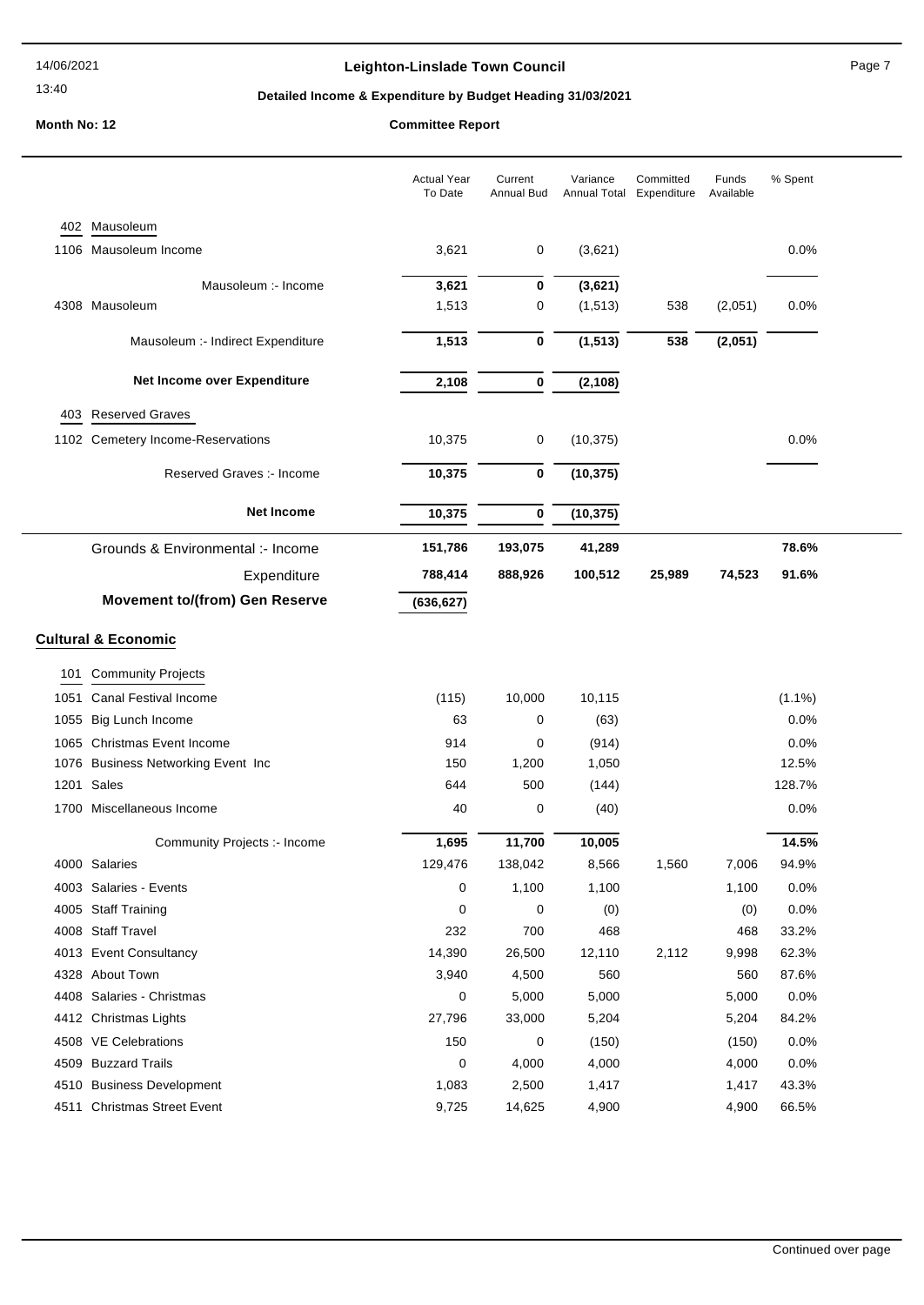## Leighton-Linslade Town Council

### Detailed Income & Expenditure by Budget Heading 31/03/2021

**Month No: 12** — **Committee Report**

| | | Actual Year To Date | Current Annual Bud | Variance Annual Total | Committed Expenditure | Funds Available | % Spent |
|---|---|---|---|---|---|---|---|
| **402** | **Mausoleum** | | | | | | |
| 1106 | Mausoleum Income | 3,621 | 0 | (3,621) | | | 0.0% |
| | Mausoleum :- Income | **3,621** | **0** | **(3,621)** | | | |
| 4308 | Mausoleum | 1,513 | 0 | (1,513) | 538 | (2,051) | 0.0% |
| | Mausoleum :- Indirect Expenditure | **1,513** | **0** | **(1,513)** | **538** | **(2,051)** | |
| | **Net Income over Expenditure** | **2,108** | **0** | **(2,108)** | | | |
| **403** | **Reserved Graves** | | | | | | |
| 1102 | Cemetery Income-Reservations | 10,375 | 0 | (10,375) | | | 0.0% |
| | Reserved Graves :- Income | **10,375** | **0** | **(10,375)** | | | |
| | **Net Income** | **10,375** | **0** | **(10,375)** | | | |
| | Grounds & Environmental :- Income | **151,786** | **193,075** | **41,289** | | | **78.6%** |
| | Expenditure | **788,414** | **888,926** | **100,512** | **25,989** | **74,523** | **91.6%** |
| | **Movement to/(from) Gen Reserve** | **(636,627)** | | | | | |

### Cultural & Economic

| | | Actual Year To Date | Current Annual Bud | Variance Annual Total | Committed Expenditure | Funds Available | % Spent |
|---|---|---|---|---|---|---|---|
| **101** | **Community Projects** | | | | | | |
| 1051 | Canal Festival Income | (115) | 10,000 | 10,115 | | | (1.1%) |
| 1055 | Big Lunch Income | 63 | 0 | (63) | | | 0.0% |
| 1065 | Christmas Event Income | 914 | 0 | (914) | | | 0.0% |
| 1076 | Business Networking Event Inc | 150 | 1,200 | 1,050 | | | 12.5% |
| 1201 | Sales | 644 | 500 | (144) | | | 128.7% |
| 1700 | Miscellaneous Income | 40 | 0 | (40) | | | 0.0% |
| | Community Projects :- Income | **1,695** | **11,700** | **10,005** | | | **14.5%** |
| 4000 | Salaries | 129,476 | 138,042 | 8,566 | 1,560 | 7,006 | 94.9% |
| 4003 | Salaries - Events | 0 | 1,100 | 1,100 | | 1,100 | 0.0% |
| 4005 | Staff Training | 0 | 0 | (0) | | (0) | 0.0% |
| 4008 | Staff Travel | 232 | 700 | 468 | | 468 | 33.2% |
| 4013 | Event Consultancy | 14,390 | 26,500 | 12,110 | 2,112 | 9,998 | 62.3% |
| 4328 | About Town | 3,940 | 4,500 | 560 | | 560 | 87.6% |
| 4408 | Salaries - Christmas | 0 | 5,000 | 5,000 | | 5,000 | 0.0% |
| 4412 | Christmas Lights | 27,796 | 33,000 | 5,204 | | 5,204 | 84.2% |
| 4508 | VE Celebrations | 150 | 0 | (150) | | (150) | 0.0% |
| 4509 | Buzzard Trails | 0 | 4,000 | 4,000 | | 4,000 | 0.0% |
| 4510 | Business Development | 1,083 | 2,500 | 1,417 | | 1,417 | 43.3% |
| 4511 | Christmas Street Event | 9,725 | 14,625 | 4,900 | | 4,900 | 66.5% |

Continued over page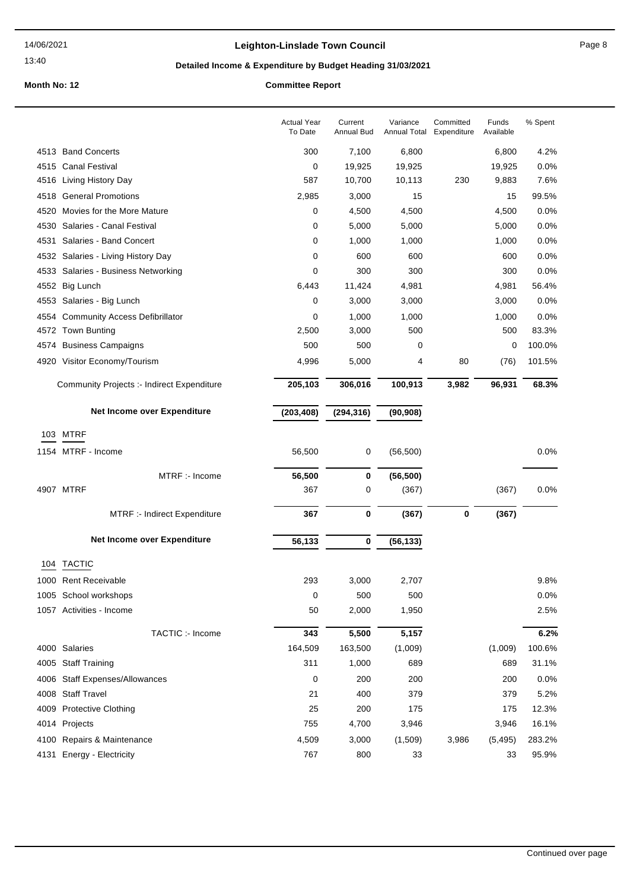# Leighton-Linslade Town Council

## Detailed Income & Expenditure by Budget Heading 31/03/2021

**Month No: 12** **Committee Report**

| | | Actual Year To Date | Current Annual Bud | Variance Annual Total | Committed Expenditure | Funds Available | % Spent |
|---|---|---|---|---|---|---|---|
| 4513 | Band Concerts | 300 | 7,100 | 6,800 | | 6,800 | 4.2% |
| 4515 | Canal Festival | 0 | 19,925 | 19,925 | | 19,925 | 0.0% |
| 4516 | Living History Day | 587 | 10,700 | 10,113 | 230 | 9,883 | 7.6% |
| 4518 | General Promotions | 2,985 | 3,000 | 15 | | 15 | 99.5% |
| 4520 | Movies for the More Mature | 0 | 4,500 | 4,500 | | 4,500 | 0.0% |
| 4530 | Salaries - Canal Festival | 0 | 5,000 | 5,000 | | 5,000 | 0.0% |
| 4531 | Salaries - Band Concert | 0 | 1,000 | 1,000 | | 1,000 | 0.0% |
| 4532 | Salaries - Living History Day | 0 | 600 | 600 | | 600 | 0.0% |
| 4533 | Salaries - Business Networking | 0 | 300 | 300 | | 300 | 0.0% |
| 4552 | Big Lunch | 6,443 | 11,424 | 4,981 | | 4,981 | 56.4% |
| 4553 | Salaries - Big Lunch | 0 | 3,000 | 3,000 | | 3,000 | 0.0% |
| 4554 | Community Access Defibrillator | 0 | 1,000 | 1,000 | | 1,000 | 0.0% |
| 4572 | Town Bunting | 2,500 | 3,000 | 500 | | 500 | 83.3% |
| 4574 | Business Campaigns | 500 | 500 | 0 | | 0 | 100.0% |
| 4920 | Visitor Economy/Tourism | 4,996 | 5,000 | 4 | 80 | (76) | 101.5% |
| | Community Projects :- Indirect Expenditure | **205,103** | **306,016** | **100,913** | **3,982** | **96,931** | **68.3%** |
| | **Net Income over Expenditure** | **(203,408)** | **(294,316)** | **(90,908)** | | | |
| **103** | **MTRF** | | | | | | |
| 1154 | MTRF - Income | 56,500 | 0 | (56,500) | | | 0.0% |
| | MTRF :- Income | **56,500** | **0** | **(56,500)** | | | |
| 4907 | MTRF | 367 | 0 | (367) | | (367) | 0.0% |
| | MTRF :- Indirect Expenditure | **367** | **0** | **(367)** | **0** | **(367)** | |
| | **Net Income over Expenditure** | **56,133** | **0** | **(56,133)** | | | |
| **104** | **TACTIC** | | | | | | |
| 1000 | Rent Receivable | 293 | 3,000 | 2,707 | | | 9.8% |
| 1005 | School workshops | 0 | 500 | 500 | | | 0.0% |
| 1057 | Activities - Income | 50 | 2,000 | 1,950 | | | 2.5% |
| | TACTIC :- Income | **343** | **5,500** | **5,157** | | | **6.2%** |
| 4000 | Salaries | 164,509 | 163,500 | (1,009) | | (1,009) | 100.6% |
| 4005 | Staff Training | 311 | 1,000 | 689 | | 689 | 31.1% |
| 4006 | Staff Expenses/Allowances | 0 | 200 | 200 | | 200 | 0.0% |
| 4008 | Staff Travel | 21 | 400 | 379 | | 379 | 5.2% |
| 4009 | Protective Clothing | 25 | 200 | 175 | | 175 | 12.3% |
| 4014 | Projects | 755 | 4,700 | 3,946 | | 3,946 | 16.1% |
| 4100 | Repairs & Maintenance | 4,509 | 3,000 | (1,509) | 3,986 | (5,495) | 283.2% |
| 4131 | Energy - Electricity | 767 | 800 | 33 | | 33 | 95.9% |

Continued over page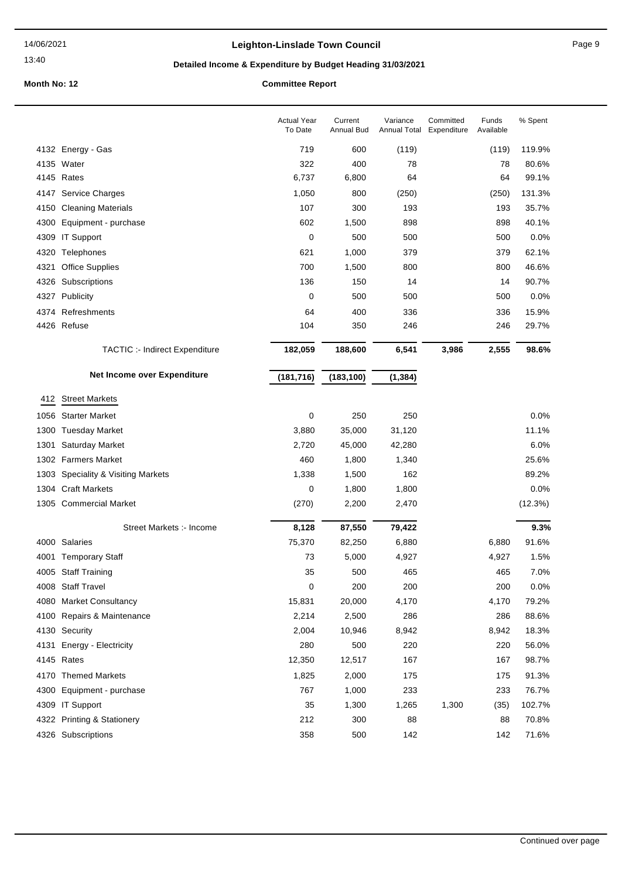**Leighton-Linslade Town Council**

**Detailed Income & Expenditure by Budget Heading 31/03/2021**

**Month No: 12** **Committee Report**

| | | Actual Year To Date | Current Annual Bud | Variance Annual Total | Committed Expenditure | Funds Available | % Spent |
|---|---|---|---|---|---|---|---|
| 4132 | Energy - Gas | 719 | 600 | (119) | | (119) | 119.9% |
| 4135 | Water | 322 | 400 | 78 | | 78 | 80.6% |
| 4145 | Rates | 6,737 | 6,800 | 64 | | 64 | 99.1% |
| 4147 | Service Charges | 1,050 | 800 | (250) | | (250) | 131.3% |
| 4150 | Cleaning Materials | 107 | 300 | 193 | | 193 | 35.7% |
| 4300 | Equipment - purchase | 602 | 1,500 | 898 | | 898 | 40.1% |
| 4309 | IT Support | 0 | 500 | 500 | | 500 | 0.0% |
| 4320 | Telephones | 621 | 1,000 | 379 | | 379 | 62.1% |
| 4321 | Office Supplies | 700 | 1,500 | 800 | | 800 | 46.6% |
| 4326 | Subscriptions | 136 | 150 | 14 | | 14 | 90.7% |
| 4327 | Publicity | 0 | 500 | 500 | | 500 | 0.0% |
| 4374 | Refreshments | 64 | 400 | 336 | | 336 | 15.9% |
| 4426 | Refuse | 104 | 350 | 246 | | 246 | 29.7% |
| | TACTIC :- Indirect Expenditure | **182,059** | **188,600** | **6,541** | **3,986** | **2,555** | **98.6%** |
| | **Net Income over Expenditure** | **(181,716)** | **(183,100)** | **(1,384)** | | | |
| 412 | Street Markets | | | | | | |
| 1056 | Starter Market | 0 | 250 | 250 | | | 0.0% |
| 1300 | Tuesday Market | 3,880 | 35,000 | 31,120 | | | 11.1% |
| 1301 | Saturday Market | 2,720 | 45,000 | 42,280 | | | 6.0% |
| 1302 | Farmers Market | 460 | 1,800 | 1,340 | | | 25.6% |
| 1303 | Speciality & Visiting Markets | 1,338 | 1,500 | 162 | | | 89.2% |
| 1304 | Craft Markets | 0 | 1,800 | 1,800 | | | 0.0% |
| 1305 | Commercial Market | (270) | 2,200 | 2,470 | | | (12.3%) |
| | Street Markets :- Income | **8,128** | **87,550** | **79,422** | | | **9.3%** |
| 4000 | Salaries | 75,370 | 82,250 | 6,880 | | 6,880 | 91.6% |
| 4001 | Temporary Staff | 73 | 5,000 | 4,927 | | 4,927 | 1.5% |
| 4005 | Staff Training | 35 | 500 | 465 | | 465 | 7.0% |
| 4008 | Staff Travel | 0 | 200 | 200 | | 200 | 0.0% |
| 4080 | Market Consultancy | 15,831 | 20,000 | 4,170 | | 4,170 | 79.2% |
| 4100 | Repairs & Maintenance | 2,214 | 2,500 | 286 | | 286 | 88.6% |
| 4130 | Security | 2,004 | 10,946 | 8,942 | | 8,942 | 18.3% |
| 4131 | Energy - Electricity | 280 | 500 | 220 | | 220 | 56.0% |
| 4145 | Rates | 12,350 | 12,517 | 167 | | 167 | 98.7% |
| 4170 | Themed Markets | 1,825 | 2,000 | 175 | | 175 | 91.3% |
| 4300 | Equipment - purchase | 767 | 1,000 | 233 | | 233 | 76.7% |
| 4309 | IT Support | 35 | 1,300 | 1,265 | 1,300 | (35) | 102.7% |
| 4322 | Printing & Stationery | 212 | 300 | 88 | | 88 | 70.8% |
| 4326 | Subscriptions | 358 | 500 | 142 | | 142 | 71.6% |

Continued over page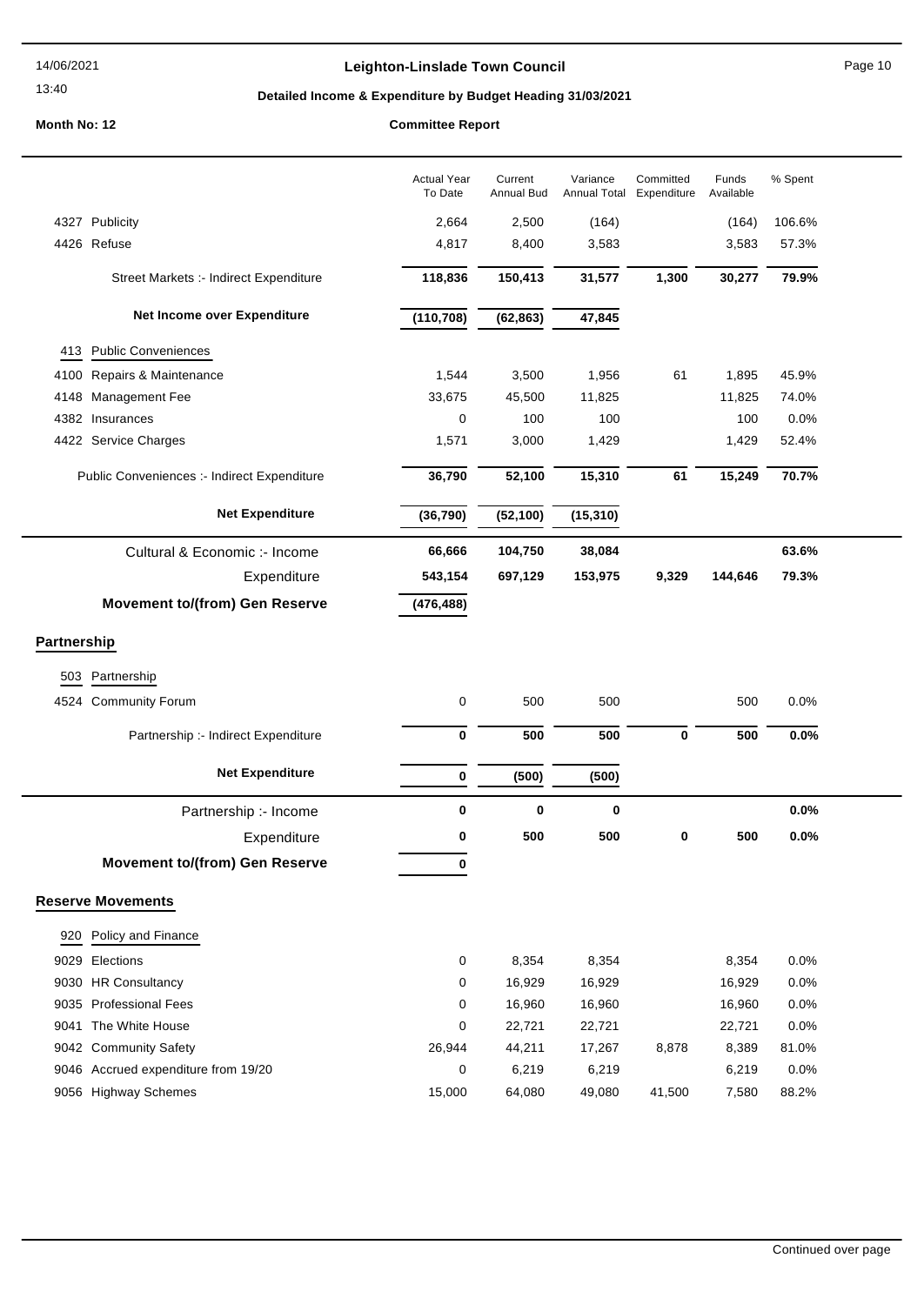**Leighton-Linslade Town Council**

**Detailed Income & Expenditure by Budget Heading 31/03/2021**

**Month No: 12** — **Committee Report**

| | Actual Year To Date | Current Annual Bud | Variance Annual Total | Committed Expenditure | Funds Available | % Spent |
|---|---|---|---|---|---|---|
| 4327 Publicity | 2,664 | 2,500 | (164) | | (164) | 106.6% |
| 4426 Refuse | 4,817 | 8,400 | 3,583 | | 3,583 | 57.3% |
| Street Markets :- Indirect Expenditure | **118,836** | **150,413** | **31,577** | **1,300** | **30,277** | **79.9%** |
| **Net Income over Expenditure** | **(110,708)** | **(62,863)** | **47,845** | | | |
| **413 Public Conveniences** | | | | | | |
| 4100 Repairs & Maintenance | 1,544 | 3,500 | 1,956 | 61 | 1,895 | 45.9% |
| 4148 Management Fee | 33,675 | 45,500 | 11,825 | | 11,825 | 74.0% |
| 4382 Insurances | 0 | 100 | 100 | | 100 | 0.0% |
| 4422 Service Charges | 1,571 | 3,000 | 1,429 | | 1,429 | 52.4% |
| Public Conveniences :- Indirect Expenditure | **36,790** | **52,100** | **15,310** | **61** | **15,249** | **70.7%** |
| **Net Expenditure** | **(36,790)** | **(52,100)** | **(15,310)** | | | |
| Cultural & Economic :- Income | **66,666** | **104,750** | **38,084** | | | **63.6%** |
| Expenditure | **543,154** | **697,129** | **153,975** | **9,329** | **144,646** | **79.3%** |
| **Movement to/(from) Gen Reserve** | **(476,488)** | | | | | |

## Partnership

| | Actual Year To Date | Current Annual Bud | Variance Annual Total | Committed Expenditure | Funds Available | % Spent |
|---|---|---|---|---|---|---|
| **503 Partnership** | | | | | | |
| 4524 Community Forum | 0 | 500 | 500 | | 500 | 0.0% |
| Partnership :- Indirect Expenditure | **0** | **500** | **500** | **0** | **500** | **0.0%** |
| **Net Expenditure** | **0** | **(500)** | **(500)** | | | |
| Partnership :- Income | **0** | **0** | **0** | | | **0.0%** |
| Expenditure | **0** | **500** | **500** | **0** | **500** | **0.0%** |
| **Movement to/(from) Gen Reserve** | **0** | | | | | |

## Reserve Movements

| | Actual Year To Date | Current Annual Bud | Variance Annual Total | Committed Expenditure | Funds Available | % Spent |
|---|---|---|---|---|---|---|
| **920 Policy and Finance** | | | | | | |
| 9029 Elections | 0 | 8,354 | 8,354 | | 8,354 | 0.0% |
| 9030 HR Consultancy | 0 | 16,929 | 16,929 | | 16,929 | 0.0% |
| 9035 Professional Fees | 0 | 16,960 | 16,960 | | 16,960 | 0.0% |
| 9041 The White House | 0 | 22,721 | 22,721 | | 22,721 | 0.0% |
| 9042 Community Safety | 26,944 | 44,211 | 17,267 | 8,878 | 8,389 | 81.0% |
| 9046 Accrued expenditure from 19/20 | 0 | 6,219 | 6,219 | | 6,219 | 0.0% |
| 9056 Highway Schemes | 15,000 | 64,080 | 49,080 | 41,500 | 7,580 | 88.2% |

Continued over page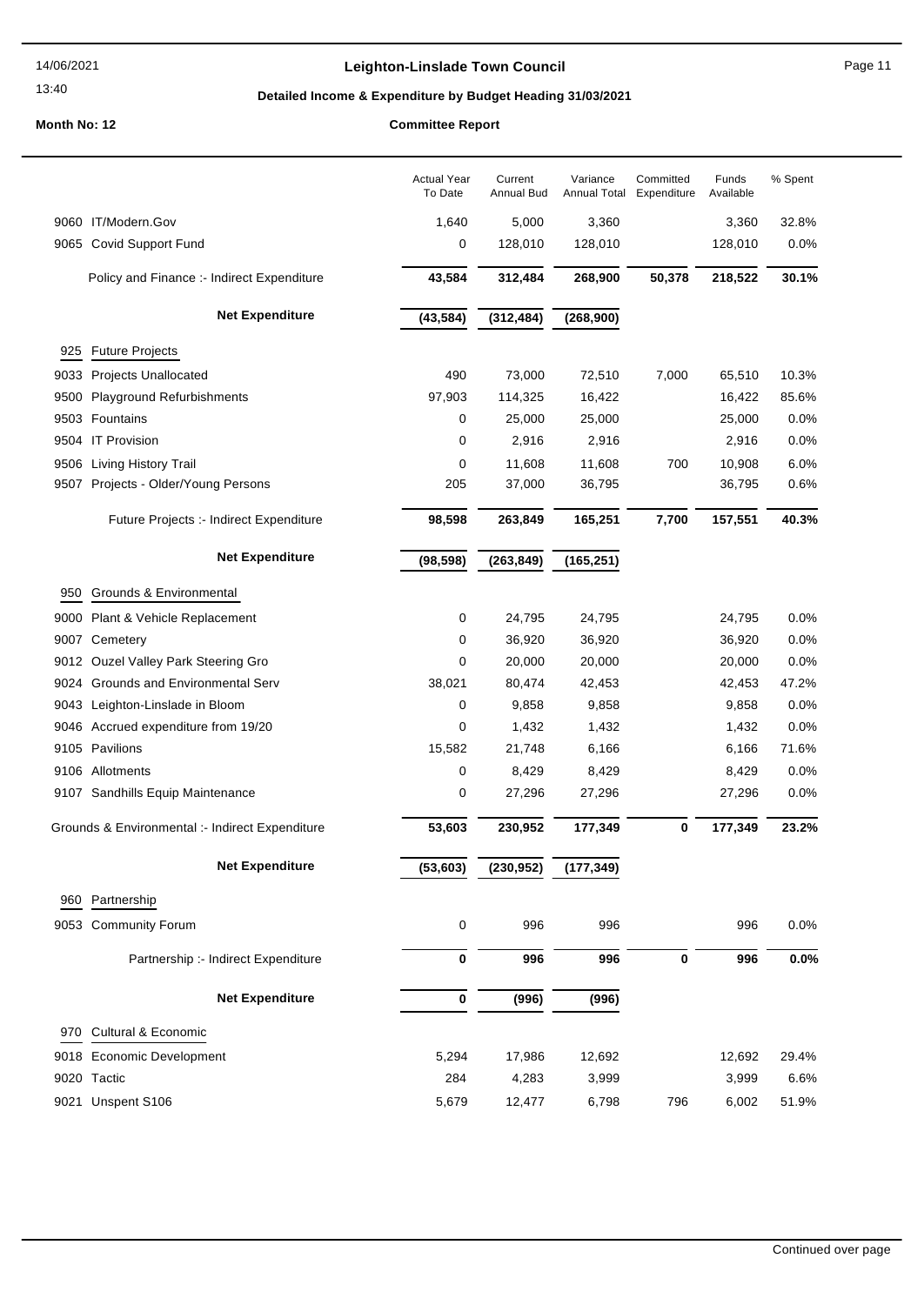## Leighton-Linslade Town Council

**Detailed Income & Expenditure by Budget Heading 31/03/2021**

**Month No: 12** **Committee Report**

| | | Actual Year To Date | Current Annual Bud | Variance Annual Total | Committed Expenditure | Funds Available | % Spent |
|---|---|---|---|---|---|---|---|
| 9060 | IT/Modern.Gov | 1,640 | 5,000 | 3,360 | | 3,360 | 32.8% |
| 9065 | Covid Support Fund | 0 | 128,010 | 128,010 | | 128,010 | 0.0% |
| | Policy and Finance :- Indirect Expenditure | **43,584** | **312,484** | **268,900** | **50,378** | **218,522** | **30.1%** |
| | **Net Expenditure** | **(43,584)** | **(312,484)** | **(268,900)** | | | |
| 925 | Future Projects | | | | | | |
| 9033 | Projects Unallocated | 490 | 73,000 | 72,510 | 7,000 | 65,510 | 10.3% |
| 9500 | Playground Refurbishments | 97,903 | 114,325 | 16,422 | | 16,422 | 85.6% |
| 9503 | Fountains | 0 | 25,000 | 25,000 | | 25,000 | 0.0% |
| 9504 | IT Provision | 0 | 2,916 | 2,916 | | 2,916 | 0.0% |
| 9506 | Living History Trail | 0 | 11,608 | 11,608 | 700 | 10,908 | 6.0% |
| 9507 | Projects - Older/Young Persons | 205 | 37,000 | 36,795 | | 36,795 | 0.6% |
| | Future Projects :- Indirect Expenditure | **98,598** | **263,849** | **165,251** | **7,700** | **157,551** | **40.3%** |
| | **Net Expenditure** | **(98,598)** | **(263,849)** | **(165,251)** | | | |
| 950 | Grounds & Environmental | | | | | | |
| 9000 | Plant & Vehicle Replacement | 0 | 24,795 | 24,795 | | 24,795 | 0.0% |
| 9007 | Cemetery | 0 | 36,920 | 36,920 | | 36,920 | 0.0% |
| 9012 | Ouzel Valley Park Steering Gro | 0 | 20,000 | 20,000 | | 20,000 | 0.0% |
| 9024 | Grounds and Environmental Serv | 38,021 | 80,474 | 42,453 | | 42,453 | 47.2% |
| 9043 | Leighton-Linslade in Bloom | 0 | 9,858 | 9,858 | | 9,858 | 0.0% |
| 9046 | Accrued expenditure from 19/20 | 0 | 1,432 | 1,432 | | 1,432 | 0.0% |
| 9105 | Pavilions | 15,582 | 21,748 | 6,166 | | 6,166 | 71.6% |
| 9106 | Allotments | 0 | 8,429 | 8,429 | | 8,429 | 0.0% |
| 9107 | Sandhills Equip Maintenance | 0 | 27,296 | 27,296 | | 27,296 | 0.0% |
| | Grounds & Environmental :- Indirect Expenditure | **53,603** | **230,952** | **177,349** | **0** | **177,349** | **23.2%** |
| | **Net Expenditure** | **(53,603)** | **(230,952)** | **(177,349)** | | | |
| 960 | Partnership | | | | | | |
| 9053 | Community Forum | 0 | 996 | 996 | | 996 | 0.0% |
| | Partnership :- Indirect Expenditure | **0** | **996** | **996** | **0** | **996** | **0.0%** |
| | **Net Expenditure** | **0** | **(996)** | **(996)** | | | |
| 970 | Cultural & Economic | | | | | | |
| 9018 | Economic Development | 5,294 | 17,986 | 12,692 | | 12,692 | 29.4% |
| 9020 | Tactic | 284 | 4,283 | 3,999 | | 3,999 | 6.6% |
| 9021 | Unspent S106 | 5,679 | 12,477 | 6,798 | 796 | 6,002 | 51.9% |

Continued over page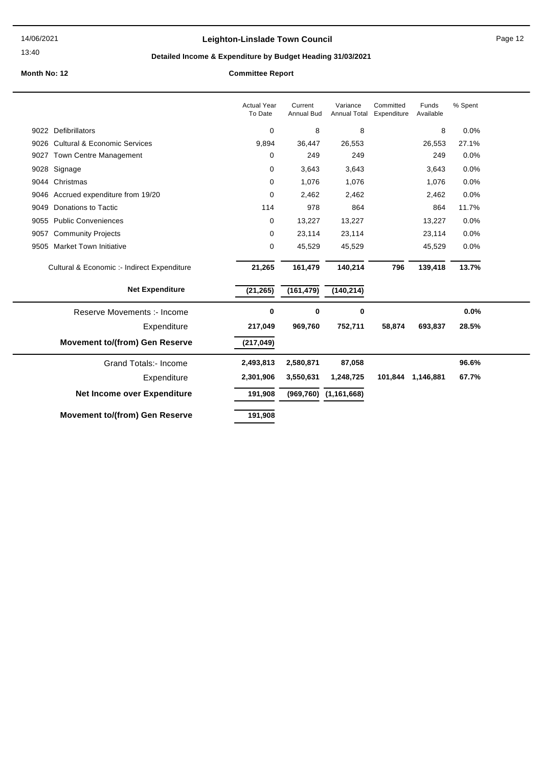# Leighton-Linslade Town Council

## Detailed Income & Expenditure by Budget Heading 31/03/2021

**Month No: 12** **Committee Report**

| | Actual Year To Date | Current Annual Bud | Variance Annual Total | Committed Expenditure | Funds Available | % Spent |
|---|---|---|---|---|---|---|
| 9022 Defibrillators | 0 | 8 | 8 | | 8 | 0.0% |
| 9026 Cultural & Economic Services | 9,894 | 36,447 | 26,553 | | 26,553 | 27.1% |
| 9027 Town Centre Management | 0 | 249 | 249 | | 249 | 0.0% |
| 9028 Signage | 0 | 3,643 | 3,643 | | 3,643 | 0.0% |
| 9044 Christmas | 0 | 1,076 | 1,076 | | 1,076 | 0.0% |
| 9046 Accrued expenditure from 19/20 | 0 | 2,462 | 2,462 | | 2,462 | 0.0% |
| 9049 Donations to Tactic | 114 | 978 | 864 | | 864 | 11.7% |
| 9055 Public Conveniences | 0 | 13,227 | 13,227 | | 13,227 | 0.0% |
| 9057 Community Projects | 0 | 23,114 | 23,114 | | 23,114 | 0.0% |
| 9505 Market Town Initiative | 0 | 45,529 | 45,529 | | 45,529 | 0.0% |
| Cultural & Economic :- Indirect Expenditure | **21,265** | **161,479** | **140,214** | **796** | **139,418** | **13.7%** |
| **Net Expenditure** | **(21,265)** | **(161,479)** | **(140,214)** | | | |
| Reserve Movements :- Income | **0** | **0** | **0** | | | **0.0%** |
| Expenditure | **217,049** | **969,760** | **752,711** | **58,874** | **693,837** | **28.5%** |
| **Movement to/(from) Gen Reserve** | **(217,049)** | | | | | |
| Grand Totals:- Income | **2,493,813** | **2,580,871** | **87,058** | | | **96.6%** |
| Expenditure | **2,301,906** | **3,550,631** | **1,248,725** | **101,844** | **1,146,881** | **67.7%** |
| **Net Income over Expenditure** | **191,908** | **(969,760)** | **(1,161,668)** | | | |
| **Movement to/(from) Gen Reserve** | **191,908** | | | | | |